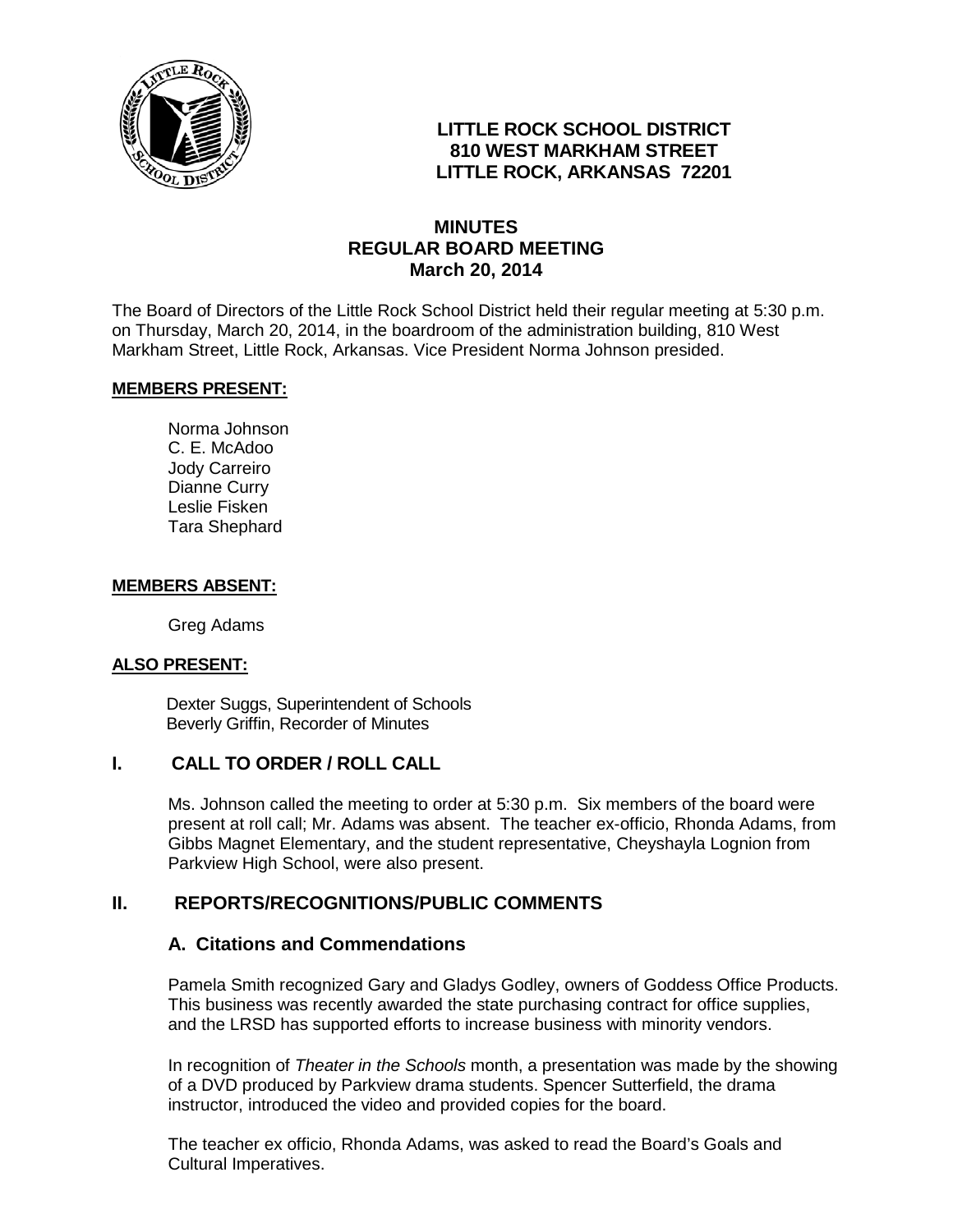# LITTLE ROCK SCHOOL DISTRICT
## 810 WEST MARKHAM STREET
## LITTLE ROCK, ARKANSAS 72201

## MINUTES
## REGULAR BOARD MEETING
## March 20, 2014

The Board of Directors of the Little Rock School District held their regular meeting at 5:30 p.m. on Thursday, March 20, 2014, in the boardroom of the administration building, 810 West Markham Street, Little Rock, Arkansas. Vice President Norma Johnson presided.

**MEMBERS PRESENT:**

Norma Johnson
C. E. McAdoo
Jody Carreiro
Dianne Curry
Leslie Fisken
Tara Shephard

**MEMBERS ABSENT:**

Greg Adams

**ALSO PRESENT:**

Dexter Suggs, Superintendent of Schools
Beverly Griffin, Recorder of Minutes

## I. CALL TO ORDER / ROLL CALL

Ms. Johnson called the meeting to order at 5:30 p.m. Six members of the board were present at roll call; Mr. Adams was absent. The teacher ex-officio, Rhonda Adams, from Gibbs Magnet Elementary, and the student representative, Cheyshayla Lognion from Parkview High School, were also present.

## II. REPORTS/RECOGNITIONS/PUBLIC COMMENTS

### A. Citations and Commendations

Pamela Smith recognized Gary and Gladys Godley, owners of Goddess Office Products. This business was recently awarded the state purchasing contract for office supplies, and the LRSD has supported efforts to increase business with minority vendors.

In recognition of *Theater in the Schools* month, a presentation was made by the showing of a DVD produced by Parkview drama students. Spencer Sutterfield, the drama instructor, introduced the video and provided copies for the board.

The teacher ex officio, Rhonda Adams, was asked to read the Board's Goals and Cultural Imperatives.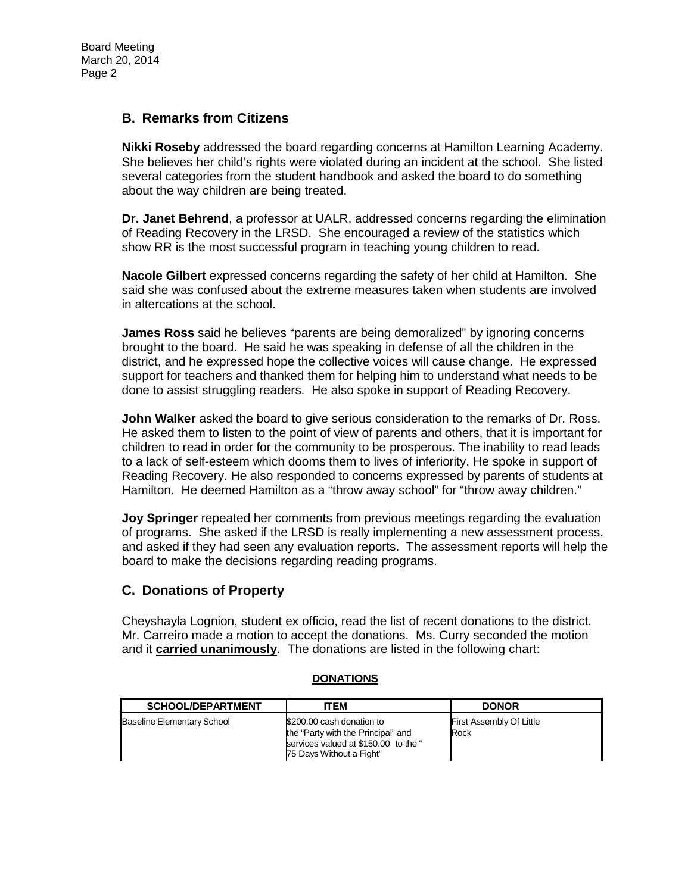## B. Remarks from Citizens

**Nikki Roseby** addressed the board regarding concerns at Hamilton Learning Academy. She believes her child's rights were violated during an incident at the school. She listed several categories from the student handbook and asked the board to do something about the way children are being treated.

**Dr. Janet Behrend**, a professor at UALR, addressed concerns regarding the elimination of Reading Recovery in the LRSD. She encouraged a review of the statistics which show RR is the most successful program in teaching young children to read.

**Nacole Gilbert** expressed concerns regarding the safety of her child at Hamilton. She said she was confused about the extreme measures taken when students are involved in altercations at the school.

**James Ross** said he believes "parents are being demoralized" by ignoring concerns brought to the board. He said he was speaking in defense of all the children in the district, and he expressed hope the collective voices will cause change. He expressed support for teachers and thanked them for helping him to understand what needs to be done to assist struggling readers. He also spoke in support of Reading Recovery.

**John Walker** asked the board to give serious consideration to the remarks of Dr. Ross. He asked them to listen to the point of view of parents and others, that it is important for children to read in order for the community to be prosperous. The inability to read leads to a lack of self-esteem which dooms them to lives of inferiority. He spoke in support of Reading Recovery. He also responded to concerns expressed by parents of students at Hamilton. He deemed Hamilton as a "throw away school" for "throw away children."

**Joy Springer** repeated her comments from previous meetings regarding the evaluation of programs. She asked if the LRSD is really implementing a new assessment process, and asked if they had seen any evaluation reports. The assessment reports will help the board to make the decisions regarding reading programs.

## C. Donations of Property

Cheyshayla Lognion, student ex officio, read the list of recent donations to the district. Mr. Carreiro made a motion to accept the donations. Ms. Curry seconded the motion and it **carried unanimously**. The donations are listed in the following chart:

**DONATIONS**

| SCHOOL/DEPARTMENT | ITEM | DONOR |
|---|---|---|
| Baseline Elementary School | $200.00 cash donation to the "Party with the Principal" and services valued at $150.00 to the " 75 Days Without a Fight" | First Assembly Of Little Rock |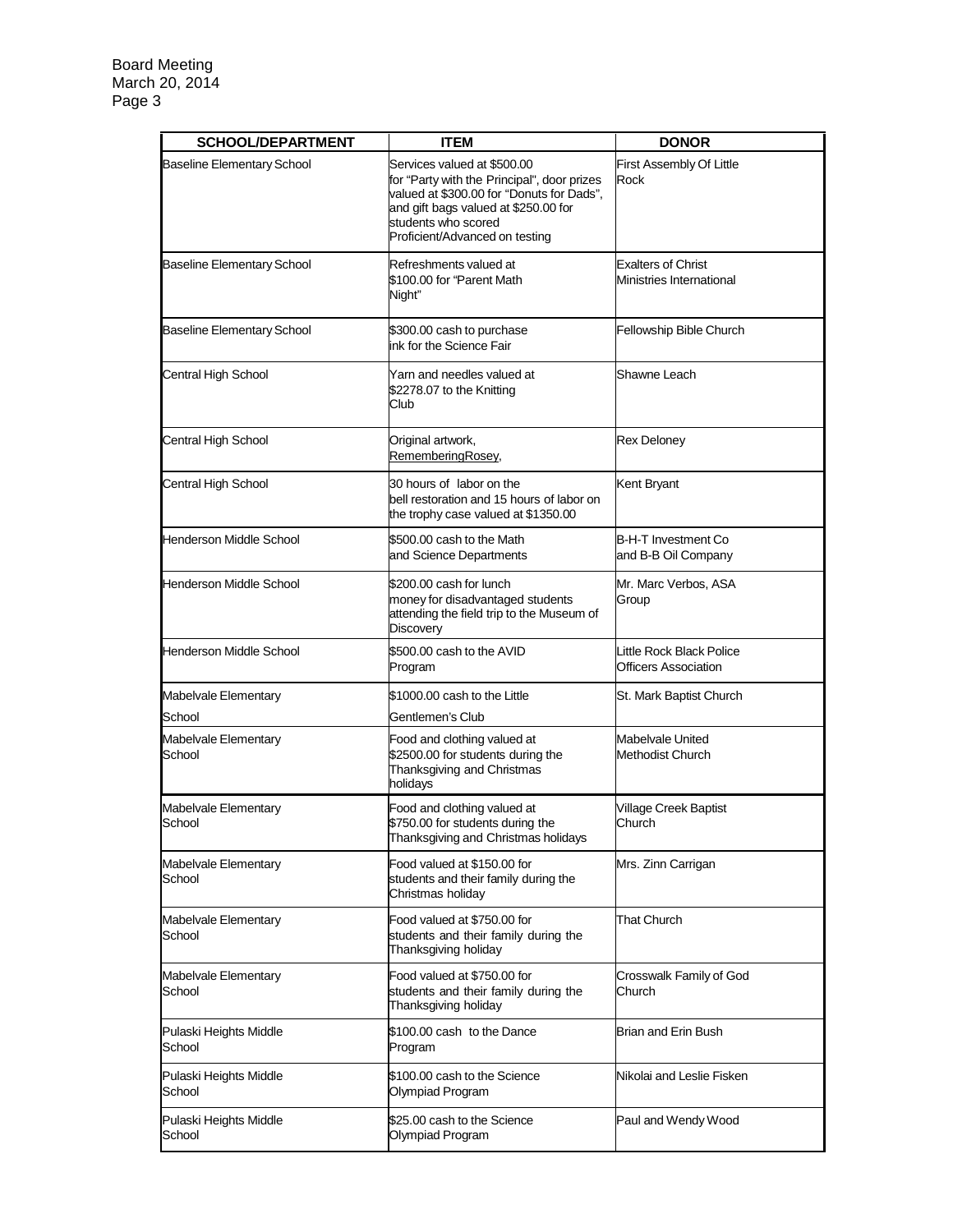| SCHOOL/DEPARTMENT | ITEM | DONOR |
|---|---|---|
| Baseline Elementary School | Services valued at $500.00 for "Party with the Principal", door prizes valued at $300.00 for "Donuts for Dads", and gift bags valued at $250.00 for students who scored Proficient/Advanced on testing | First Assembly Of Little Rock |
| Baseline Elementary School | Refreshments valued at $100.00 for "Parent Math Night" | Exalters of Christ Ministries International |
| Baseline Elementary School | $300.00 cash to purchase ink for the Science Fair | Fellowship Bible Church |
| Central High School | Yarn and needles valued at $2278.07 to the Knitting Club | Shawne Leach |
| Central High School | Original artwork, RememberingRosey, | Rex Deloney |
| Central High School | 30 hours of labor on the bell restoration and 15 hours of labor on the trophy case valued at $1350.00 | Kent Bryant |
| Henderson Middle School | $500.00 cash to the Math and Science Departments | B-H-T Investment Co and B-B Oil Company |
| Henderson Middle School | $200.00 cash for lunch money for disadvantaged students attending the field trip to the Museum of Discovery | Mr. Marc Verbos, ASA Group |
| Henderson Middle School | $500.00 cash to the AVID Program | Little Rock Black Police Officers Association |
| Mabelvale Elementary School | $1000.00 cash to the Little Gentlemen's Club | St. Mark Baptist Church |
| Mabelvale Elementary School | Food and clothing valued at $2500.00 for students during the Thanksgiving and Christmas holidays | Mabelvale United Methodist Church |
| Mabelvale Elementary School | Food and clothing valued at $750.00 for students during the Thanksgiving and Christmas holidays | Village Creek Baptist Church |
| Mabelvale Elementary School | Food valued at $150.00 for students and their family during the Christmas holiday | Mrs. Zinn Carrigan |
| Mabelvale Elementary School | Food valued at $750.00 for students and their family during the Thanksgiving holiday | That Church |
| Mabelvale Elementary School | Food valued at $750.00 for students and their family during the Thanksgiving holiday | Crosswalk Family of God Church |
| Pulaski Heights Middle School | $100.00 cash to the Dance Program | Brian and Erin Bush |
| Pulaski Heights Middle School | $100.00 cash to the Science Olympiad Program | Nikolai and Leslie Fisken |
| Pulaski Heights Middle School | $25.00 cash to the Science Olympiad Program | Paul and Wendy Wood |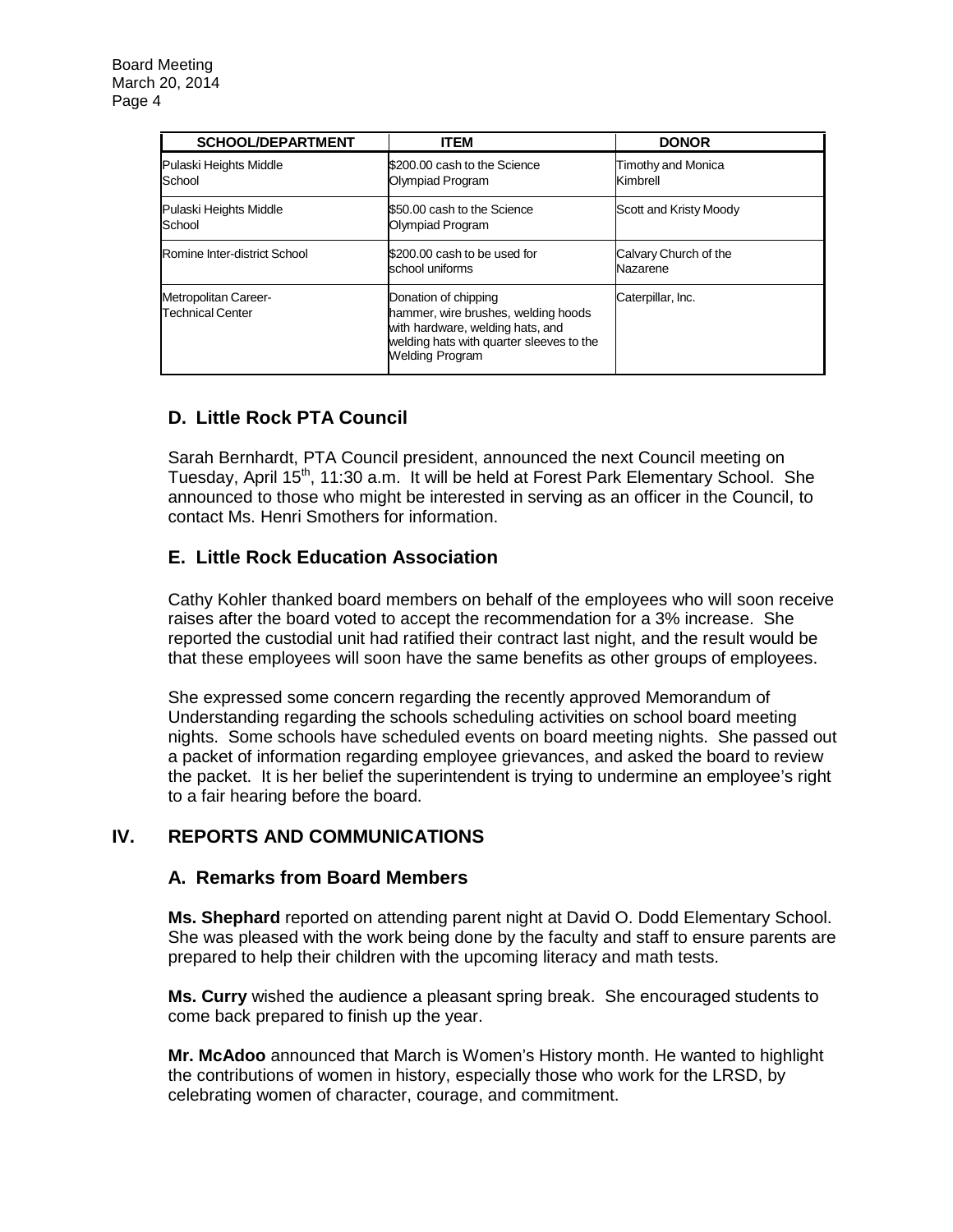| SCHOOL/DEPARTMENT | ITEM | DONOR |
|---|---|---|
| Pulaski Heights Middle School | $200.00 cash to the Science Olympiad Program | Timothy and Monica Kimbrell |
| Pulaski Heights Middle School | $50.00 cash to the Science Olympiad Program | Scott and Kristy Moody |
| Romine Inter-district School | $200.00 cash to be used for school uniforms | Calvary Church of the Nazarene |
| Metropolitan Career-Technical Center | Donation of chipping hammer, wire brushes, welding hoods with hardware, welding hats, and welding hats with quarter sleeves to the Welding Program | Caterpillar, Inc. |

### D. Little Rock PTA Council

Sarah Bernhardt, PTA Council president, announced the next Council meeting on Tuesday, April 15th, 11:30 a.m. It will be held at Forest Park Elementary School. She announced to those who might be interested in serving as an officer in the Council, to contact Ms. Henri Smothers for information.

### E. Little Rock Education Association

Cathy Kohler thanked board members on behalf of the employees who will soon receive raises after the board voted to accept the recommendation for a 3% increase. She reported the custodial unit had ratified their contract last night, and the result would be that these employees will soon have the same benefits as other groups of employees.

She expressed some concern regarding the recently approved Memorandum of Understanding regarding the schools scheduling activities on school board meeting nights. Some schools have scheduled events on board meeting nights. She passed out a packet of information regarding employee grievances, and asked the board to review the packet. It is her belief the superintendent is trying to undermine an employee's right to a fair hearing before the board.

## IV. REPORTS AND COMMUNICATIONS

### A. Remarks from Board Members

**Ms. Shephard** reported on attending parent night at David O. Dodd Elementary School. She was pleased with the work being done by the faculty and staff to ensure parents are prepared to help their children with the upcoming literacy and math tests.

**Ms. Curry** wished the audience a pleasant spring break. She encouraged students to come back prepared to finish up the year.

**Mr. McAdoo** announced that March is Women's History month. He wanted to highlight the contributions of women in history, especially those who work for the LRSD, by celebrating women of character, courage, and commitment.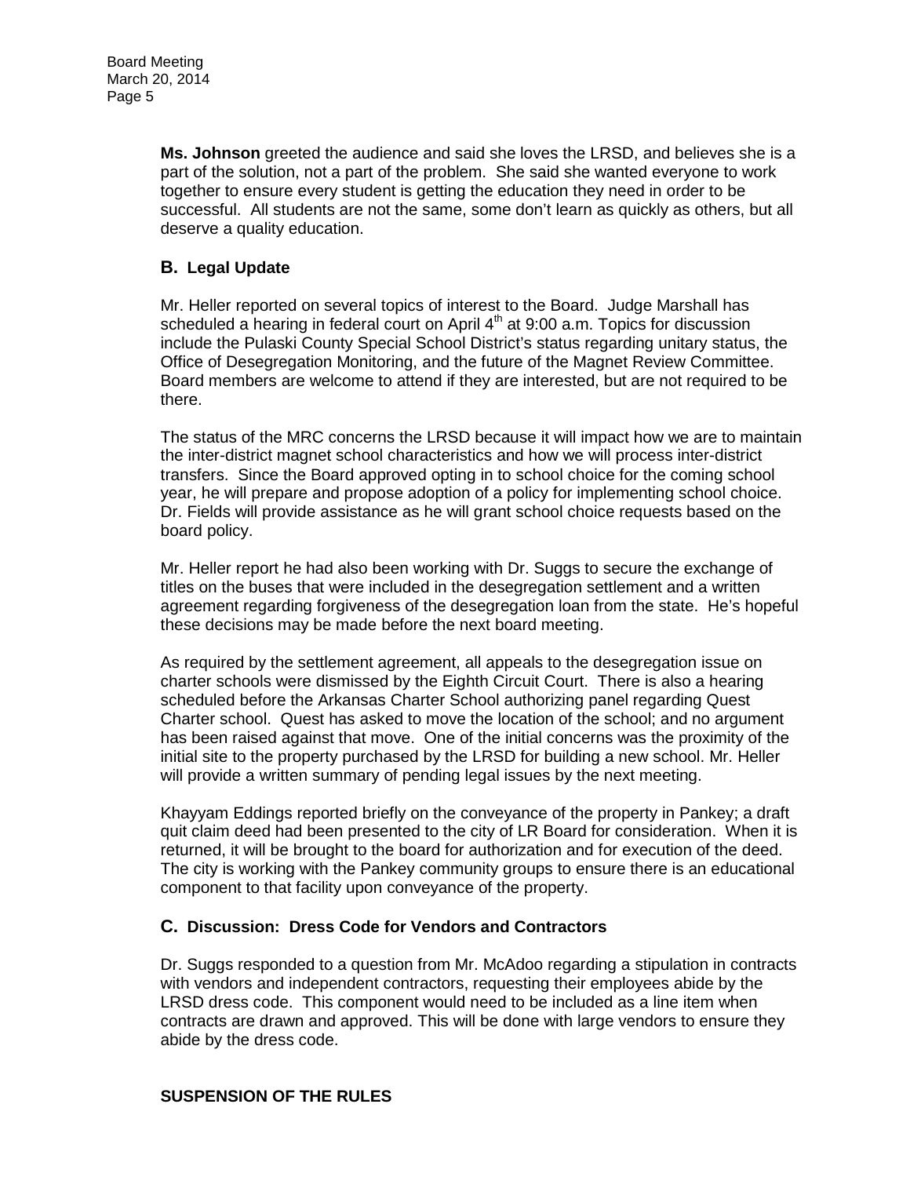**Ms. Johnson** greeted the audience and said she loves the LRSD, and believes she is a part of the solution, not a part of the problem. She said she wanted everyone to work together to ensure every student is getting the education they need in order to be successful. All students are not the same, some don't learn as quickly as others, but all deserve a quality education.

### B. Legal Update

Mr. Heller reported on several topics of interest to the Board. Judge Marshall has scheduled a hearing in federal court on April 4th at 9:00 a.m. Topics for discussion include the Pulaski County Special School District's status regarding unitary status, the Office of Desegregation Monitoring, and the future of the Magnet Review Committee. Board members are welcome to attend if they are interested, but are not required to be there.

The status of the MRC concerns the LRSD because it will impact how we are to maintain the inter-district magnet school characteristics and how we will process inter-district transfers. Since the Board approved opting in to school choice for the coming school year, he will prepare and propose adoption of a policy for implementing school choice. Dr. Fields will provide assistance as he will grant school choice requests based on the board policy.

Mr. Heller report he had also been working with Dr. Suggs to secure the exchange of titles on the buses that were included in the desegregation settlement and a written agreement regarding forgiveness of the desegregation loan from the state. He's hopeful these decisions may be made before the next board meeting.

As required by the settlement agreement, all appeals to the desegregation issue on charter schools were dismissed by the Eighth Circuit Court. There is also a hearing scheduled before the Arkansas Charter School authorizing panel regarding Quest Charter school. Quest has asked to move the location of the school; and no argument has been raised against that move. One of the initial concerns was the proximity of the initial site to the property purchased by the LRSD for building a new school. Mr. Heller will provide a written summary of pending legal issues by the next meeting.

Khayyam Eddings reported briefly on the conveyance of the property in Pankey; a draft quit claim deed had been presented to the city of LR Board for consideration. When it is returned, it will be brought to the board for authorization and for execution of the deed. The city is working with the Pankey community groups to ensure there is an educational component to that facility upon conveyance of the property.

### C. Discussion: Dress Code for Vendors and Contractors

Dr. Suggs responded to a question from Mr. McAdoo regarding a stipulation in contracts with vendors and independent contractors, requesting their employees abide by the LRSD dress code. This component would need to be included as a line item when contracts are drawn and approved. This will be done with large vendors to ensure they abide by the dress code.

**SUSPENSION OF THE RULES**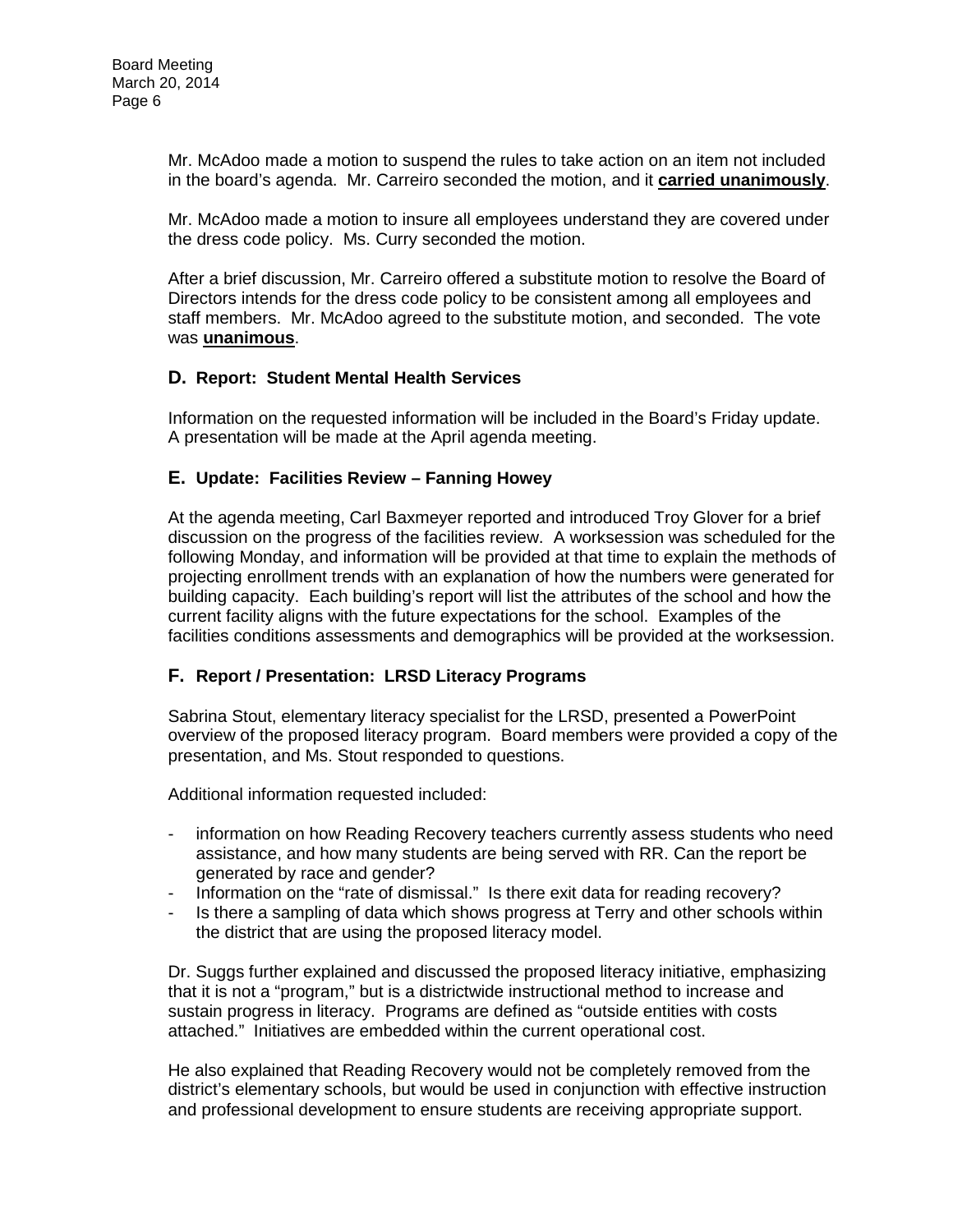Mr. McAdoo made a motion to suspend the rules to take action on an item not included in the board's agenda. Mr. Carreiro seconded the motion, and it **carried unanimously**.

Mr. McAdoo made a motion to insure all employees understand they are covered under the dress code policy. Ms. Curry seconded the motion.

After a brief discussion, Mr. Carreiro offered a substitute motion to resolve the Board of Directors intends for the dress code policy to be consistent among all employees and staff members. Mr. McAdoo agreed to the substitute motion, and seconded. The vote was **unanimous**.

### D. Report: Student Mental Health Services

Information on the requested information will be included in the Board's Friday update. A presentation will be made at the April agenda meeting.

### E. Update: Facilities Review – Fanning Howey

At the agenda meeting, Carl Baxmeyer reported and introduced Troy Glover for a brief discussion on the progress of the facilities review. A worksession was scheduled for the following Monday, and information will be provided at that time to explain the methods of projecting enrollment trends with an explanation of how the numbers were generated for building capacity. Each building's report will list the attributes of the school and how the current facility aligns with the future expectations for the school. Examples of the facilities conditions assessments and demographics will be provided at the worksession.

### F. Report / Presentation: LRSD Literacy Programs

Sabrina Stout, elementary literacy specialist for the LRSD, presented a PowerPoint overview of the proposed literacy program. Board members were provided a copy of the presentation, and Ms. Stout responded to questions.

Additional information requested included:

- information on how Reading Recovery teachers currently assess students who need assistance, and how many students are being served with RR. Can the report be generated by race and gender?
- Information on the "rate of dismissal." Is there exit data for reading recovery?
- Is there a sampling of data which shows progress at Terry and other schools within the district that are using the proposed literacy model.

Dr. Suggs further explained and discussed the proposed literacy initiative, emphasizing that it is not a "program," but is a districtwide instructional method to increase and sustain progress in literacy. Programs are defined as "outside entities with costs attached." Initiatives are embedded within the current operational cost.

He also explained that Reading Recovery would not be completely removed from the district's elementary schools, but would be used in conjunction with effective instruction and professional development to ensure students are receiving appropriate support.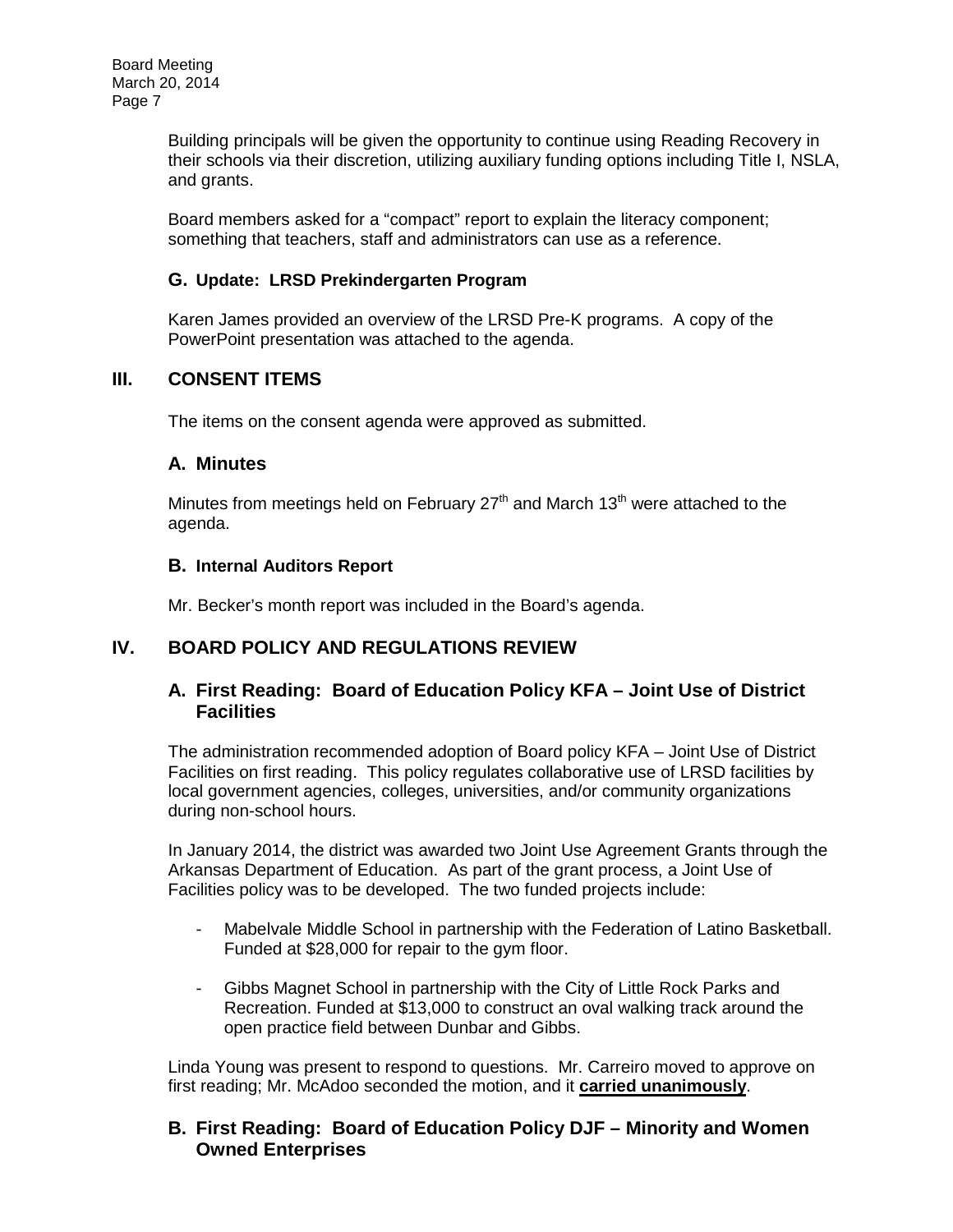Building principals will be given the opportunity to continue using Reading Recovery in their schools via their discretion, utilizing auxiliary funding options including Title I, NSLA, and grants.

Board members asked for a "compact" report to explain the literacy component; something that teachers, staff and administrators can use as a reference.

### G. Update: LRSD Prekindergarten Program

Karen James provided an overview of the LRSD Pre-K programs. A copy of the PowerPoint presentation was attached to the agenda.

## III. CONSENT ITEMS

The items on the consent agenda were approved as submitted.

### A. Minutes

Minutes from meetings held on February 27th and March 13th were attached to the agenda.

### B. Internal Auditors Report

Mr. Becker's month report was included in the Board's agenda.

## IV. BOARD POLICY AND REGULATIONS REVIEW

### A. First Reading: Board of Education Policy KFA – Joint Use of District Facilities

The administration recommended adoption of Board policy KFA – Joint Use of District Facilities on first reading. This policy regulates collaborative use of LRSD facilities by local government agencies, colleges, universities, and/or community organizations during non-school hours.

In January 2014, the district was awarded two Joint Use Agreement Grants through the Arkansas Department of Education. As part of the grant process, a Joint Use of Facilities policy was to be developed. The two funded projects include:

- Mabelvale Middle School in partnership with the Federation of Latino Basketball. Funded at $28,000 for repair to the gym floor.
- Gibbs Magnet School in partnership with the City of Little Rock Parks and Recreation. Funded at $13,000 to construct an oval walking track around the open practice field between Dunbar and Gibbs.

Linda Young was present to respond to questions. Mr. Carreiro moved to approve on first reading; Mr. McAdoo seconded the motion, and it **carried unanimously**.

### B. First Reading: Board of Education Policy DJF – Minority and Women Owned Enterprises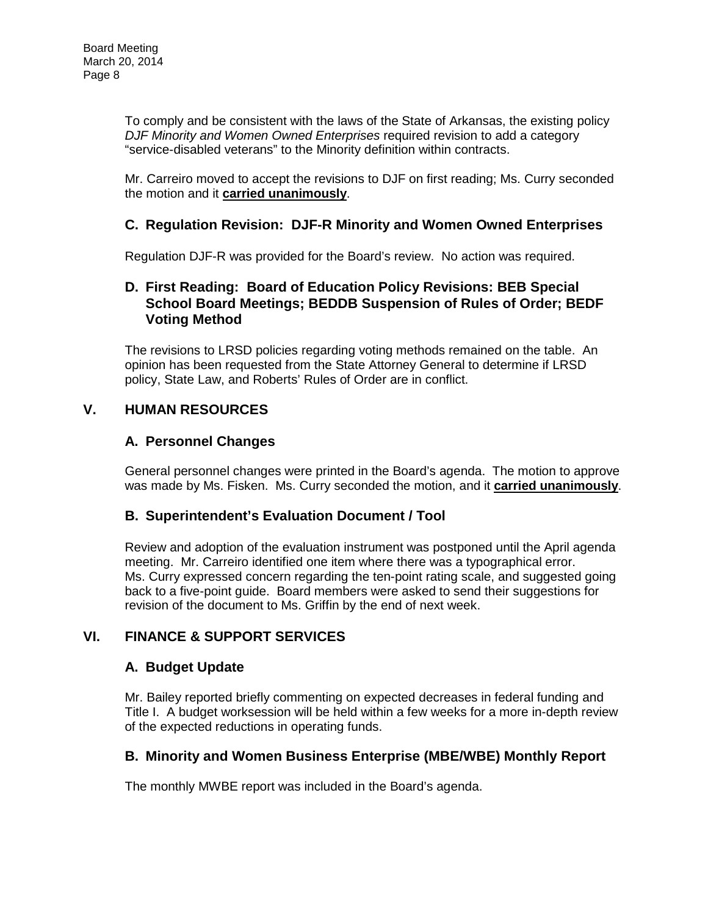To comply and be consistent with the laws of the State of Arkansas, the existing policy *DJF Minority and Women Owned Enterprises* required revision to add a category "service-disabled veterans" to the Minority definition within contracts.

Mr. Carreiro moved to accept the revisions to DJF on first reading; Ms. Curry seconded the motion and it **carried unanimously**.

### C. Regulation Revision: DJF-R Minority and Women Owned Enterprises

Regulation DJF-R was provided for the Board's review. No action was required.

### D. First Reading: Board of Education Policy Revisions: BEB Special School Board Meetings; BEDDB Suspension of Rules of Order; BEDF Voting Method

The revisions to LRSD policies regarding voting methods remained on the table. An opinion has been requested from the State Attorney General to determine if LRSD policy, State Law, and Roberts' Rules of Order are in conflict.

## V. HUMAN RESOURCES

### A. Personnel Changes

General personnel changes were printed in the Board's agenda. The motion to approve was made by Ms. Fisken. Ms. Curry seconded the motion, and it **carried unanimously**.

### B. Superintendent's Evaluation Document / Tool

Review and adoption of the evaluation instrument was postponed until the April agenda meeting. Mr. Carreiro identified one item where there was a typographical error. Ms. Curry expressed concern regarding the ten-point rating scale, and suggested going back to a five-point guide. Board members were asked to send their suggestions for revision of the document to Ms. Griffin by the end of next week.

## VI. FINANCE & SUPPORT SERVICES

### A. Budget Update

Mr. Bailey reported briefly commenting on expected decreases in federal funding and Title I. A budget worksession will be held within a few weeks for a more in-depth review of the expected reductions in operating funds.

### B. Minority and Women Business Enterprise (MBE/WBE) Monthly Report

The monthly MWBE report was included in the Board's agenda.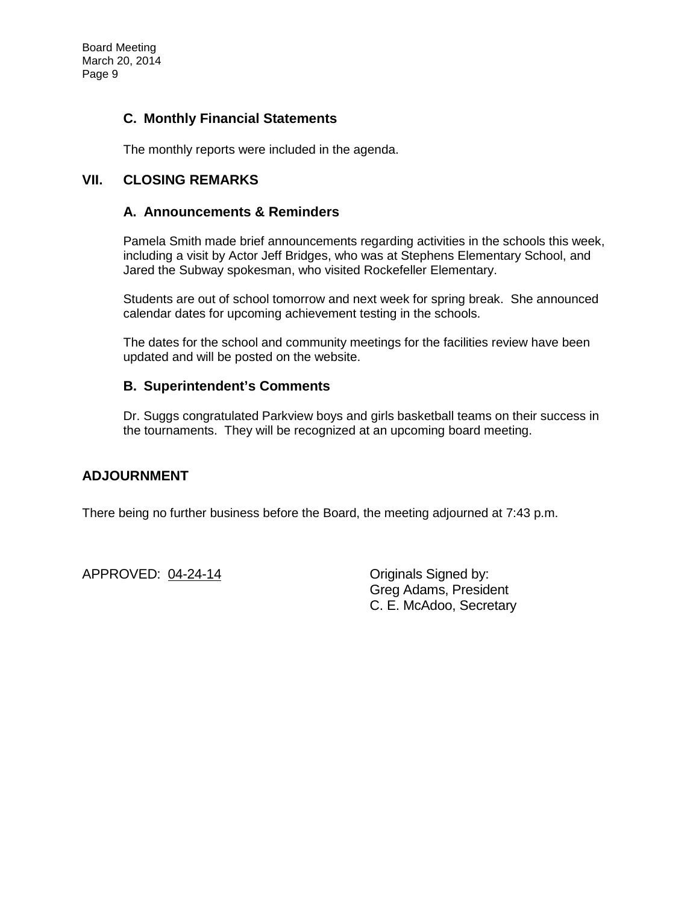### C. Monthly Financial Statements

The monthly reports were included in the agenda.

## VII. CLOSING REMARKS

### A. Announcements & Reminders

Pamela Smith made brief announcements regarding activities in the schools this week, including a visit by Actor Jeff Bridges, who was at Stephens Elementary School, and Jared the Subway spokesman, who visited Rockefeller Elementary.

Students are out of school tomorrow and next week for spring break. She announced calendar dates for upcoming achievement testing in the schools.

The dates for the school and community meetings for the facilities review have been updated and will be posted on the website.

### B. Superintendent's Comments

Dr. Suggs congratulated Parkview boys and girls basketball teams on their success in the tournaments. They will be recognized at an upcoming board meeting.

## ADJOURNMENT

There being no further business before the Board, the meeting adjourned at 7:43 p.m.

APPROVED: 04-24-14

Originals Signed by:
Greg Adams, President
C. E. McAdoo, Secretary